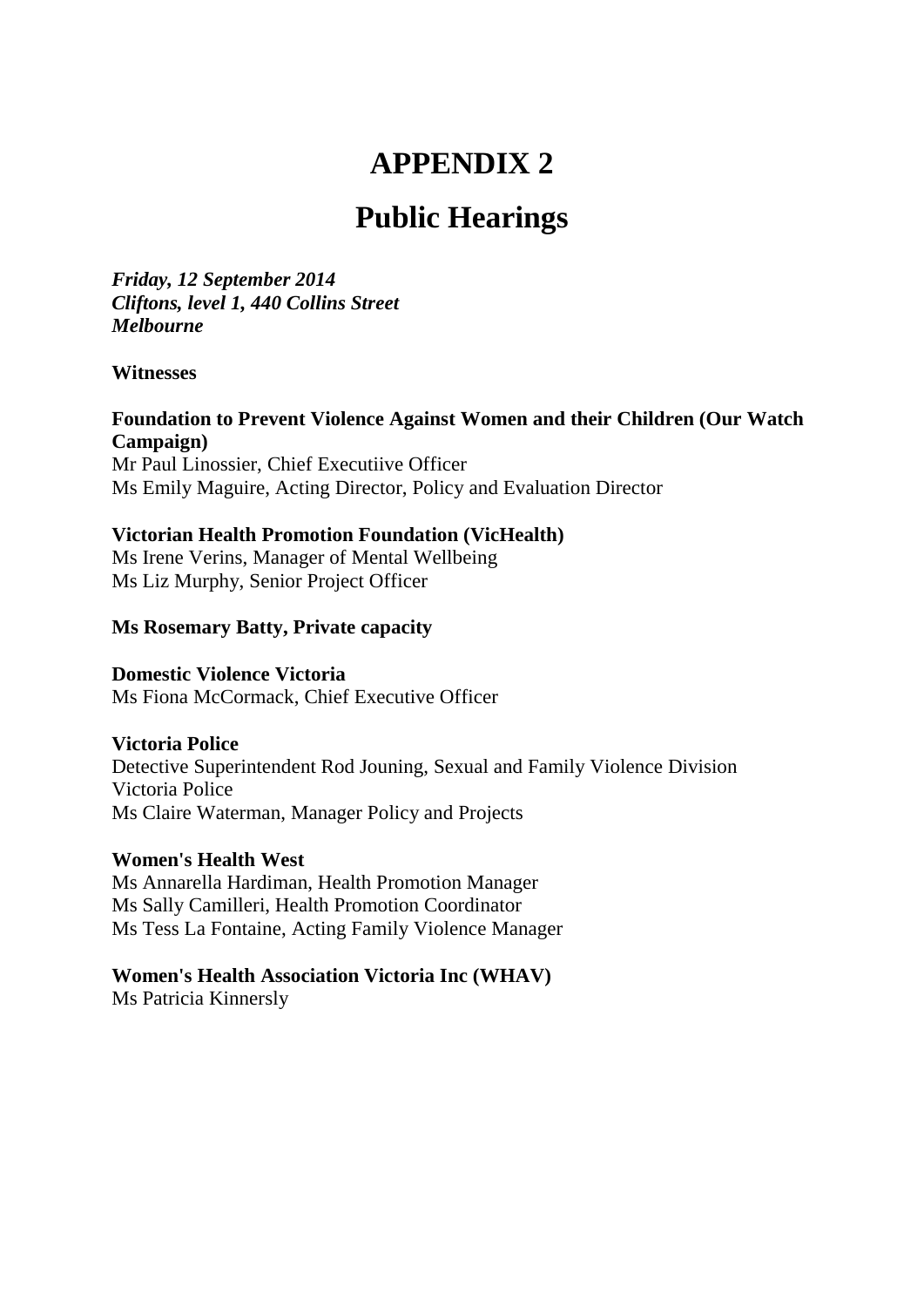# APPENDIX 2

# Public Hearings

***Friday, 12 September 2014***
***Cliftons, level 1, 440 Collins Street***
***Melbourne***

**Witnesses**

**Foundation to Prevent Violence Against Women and their Children (Our Watch Campaign)**
Mr Paul Linossier, Chief Executiive Officer
Ms Emily Maguire, Acting Director, Policy and Evaluation Director

**Victorian Health Promotion Foundation (VicHealth)**
Ms Irene Verins, Manager of Mental Wellbeing
Ms Liz Murphy, Senior Project Officer

**Ms Rosemary Batty, Private capacity**

**Domestic Violence Victoria**
Ms Fiona McCormack, Chief Executive Officer

**Victoria Police**
Detective Superintendent Rod Jouning, Sexual and Family Violence Division
Victoria Police
Ms Claire Waterman, Manager Policy and Projects

**Women's Health West**
Ms Annarella Hardiman, Health Promotion Manager
Ms Sally Camilleri, Health Promotion Coordinator
Ms Tess La Fontaine, Acting Family Violence Manager

**Women's Health Association Victoria Inc (WHAV)**
Ms Patricia Kinnersly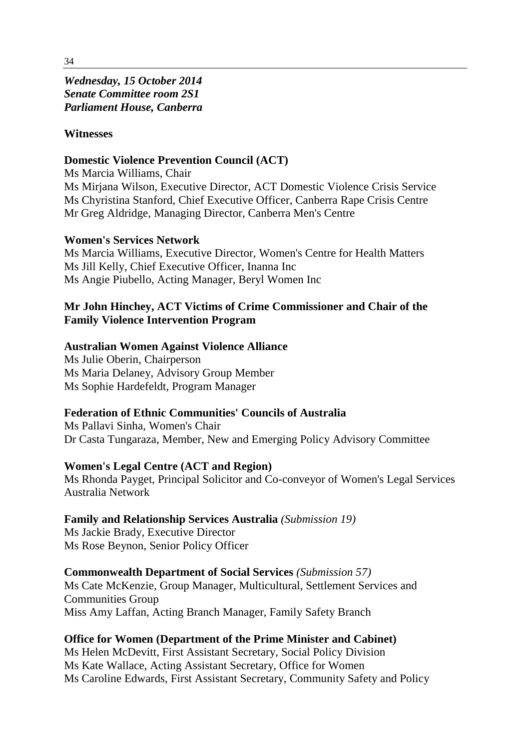***Wednesday, 15 October 2014***
***Senate Committee room 2S1***
***Parliament House, Canberra***

**Witnesses**

**Domestic Violence Prevention Council (ACT)**
Ms Marcia Williams, Chair
Ms Mirjana Wilson, Executive Director, ACT Domestic Violence Crisis Service
Ms Chyristina Stanford, Chief Executive Officer, Canberra Rape Crisis Centre
Mr Greg Aldridge, Managing Director, Canberra Men's Centre

**Women's Services Network**
Ms Marcia Williams, Executive Director, Women's Centre for Health Matters
Ms Jill Kelly, Chief Executive Officer, Inanna Inc
Ms Angie Piubello, Acting Manager, Beryl Women Inc

**Mr John Hinchey, ACT Victims of Crime Commissioner and Chair of the Family Violence Intervention Program**

**Australian Women Against Violence Alliance**
Ms Julie Oberin, Chairperson
Ms Maria Delaney, Advisory Group Member
Ms Sophie Hardefeldt, Program Manager

**Federation of Ethnic Communities' Councils of Australia**
Ms Pallavi Sinha, Women's Chair
Dr Casta Tungaraza, Member, New and Emerging Policy Advisory Committee

**Women's Legal Centre (ACT and Region)**
Ms Rhonda Payget, Principal Solicitor and Co-conveyor of Women's Legal Services Australia Network

**Family and Relationship Services Australia** *(Submission 19)*
Ms Jackie Brady, Executive Director
Ms Rose Beynon, Senior Policy Officer

**Commonwealth Department of Social Services** *(Submission 57)*
Ms Cate McKenzie, Group Manager, Multicultural, Settlement Services and Communities Group
Miss Amy Laffan, Acting Branch Manager, Family Safety Branch

**Office for Women (Department of the Prime Minister and Cabinet)**
Ms Helen McDevitt, First Assistant Secretary, Social Policy Division
Ms Kate Wallace, Acting Assistant Secretary, Office for Women
Ms Caroline Edwards, First Assistant Secretary, Community Safety and Policy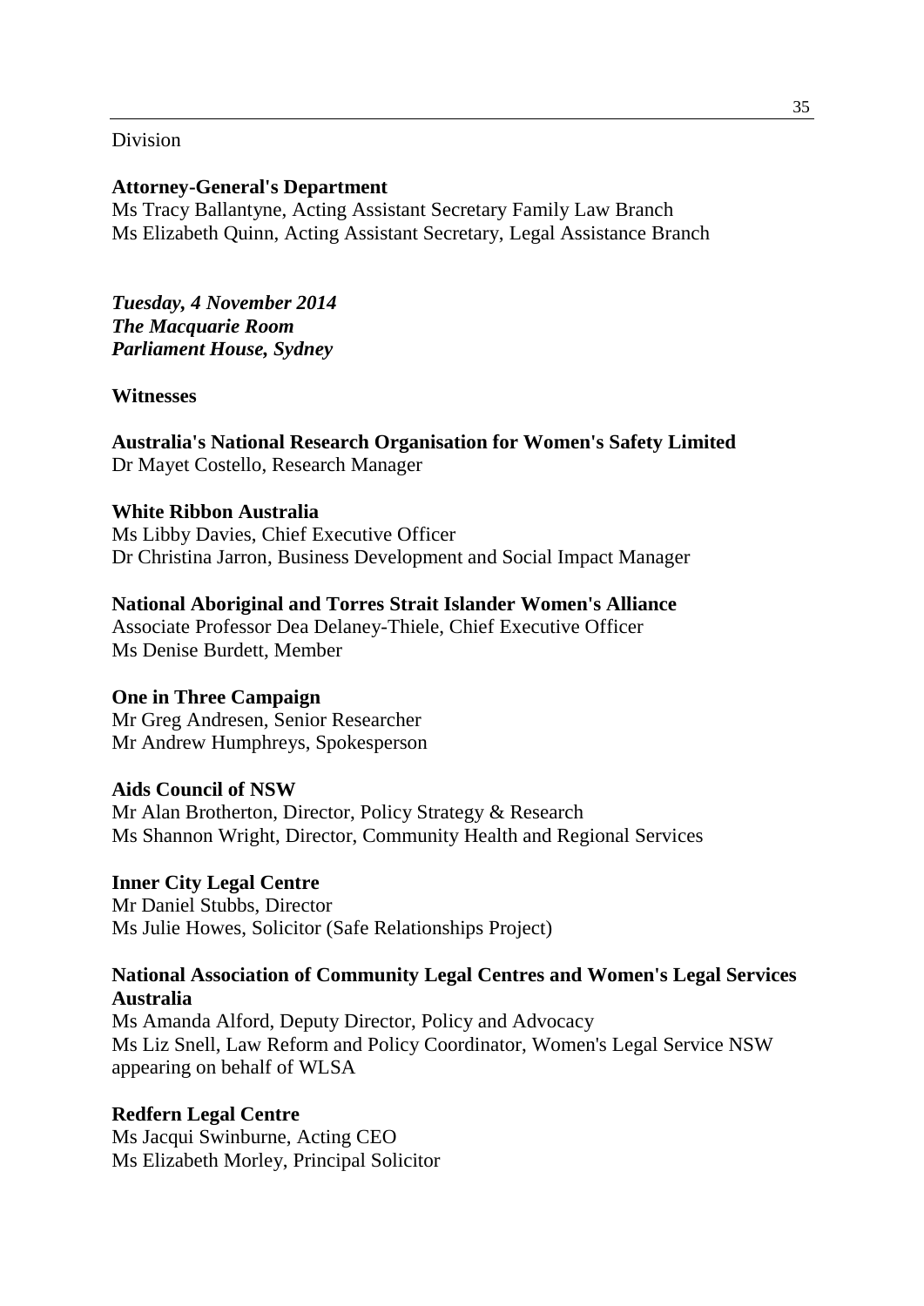Division

**Attorney-General's Department**
Ms Tracy Ballantyne, Acting Assistant Secretary Family Law Branch
Ms Elizabeth Quinn, Acting Assistant Secretary, Legal Assistance Branch

***Tuesday, 4 November 2014***
***The Macquarie Room***
***Parliament House, Sydney***

**Witnesses**

**Australia's National Research Organisation for Women's Safety Limited**
Dr Mayet Costello, Research Manager

**White Ribbon Australia**
Ms Libby Davies, Chief Executive Officer
Dr Christina Jarron, Business Development and Social Impact Manager

**National Aboriginal and Torres Strait Islander Women's Alliance**
Associate Professor Dea Delaney-Thiele, Chief Executive Officer
Ms Denise Burdett, Member

**One in Three Campaign**
Mr Greg Andresen, Senior Researcher
Mr Andrew Humphreys, Spokesperson

**Aids Council of NSW**
Mr Alan Brotherton, Director, Policy Strategy & Research
Ms Shannon Wright, Director, Community Health and Regional Services

**Inner City Legal Centre**
Mr Daniel Stubbs, Director
Ms Julie Howes, Solicitor (Safe Relationships Project)

**National Association of Community Legal Centres and Women's Legal Services Australia**
Ms Amanda Alford, Deputy Director, Policy and Advocacy
Ms Liz Snell, Law Reform and Policy Coordinator, Women's Legal Service NSW appearing on behalf of WLSA

**Redfern Legal Centre**
Ms Jacqui Swinburne, Acting CEO
Ms Elizabeth Morley, Principal Solicitor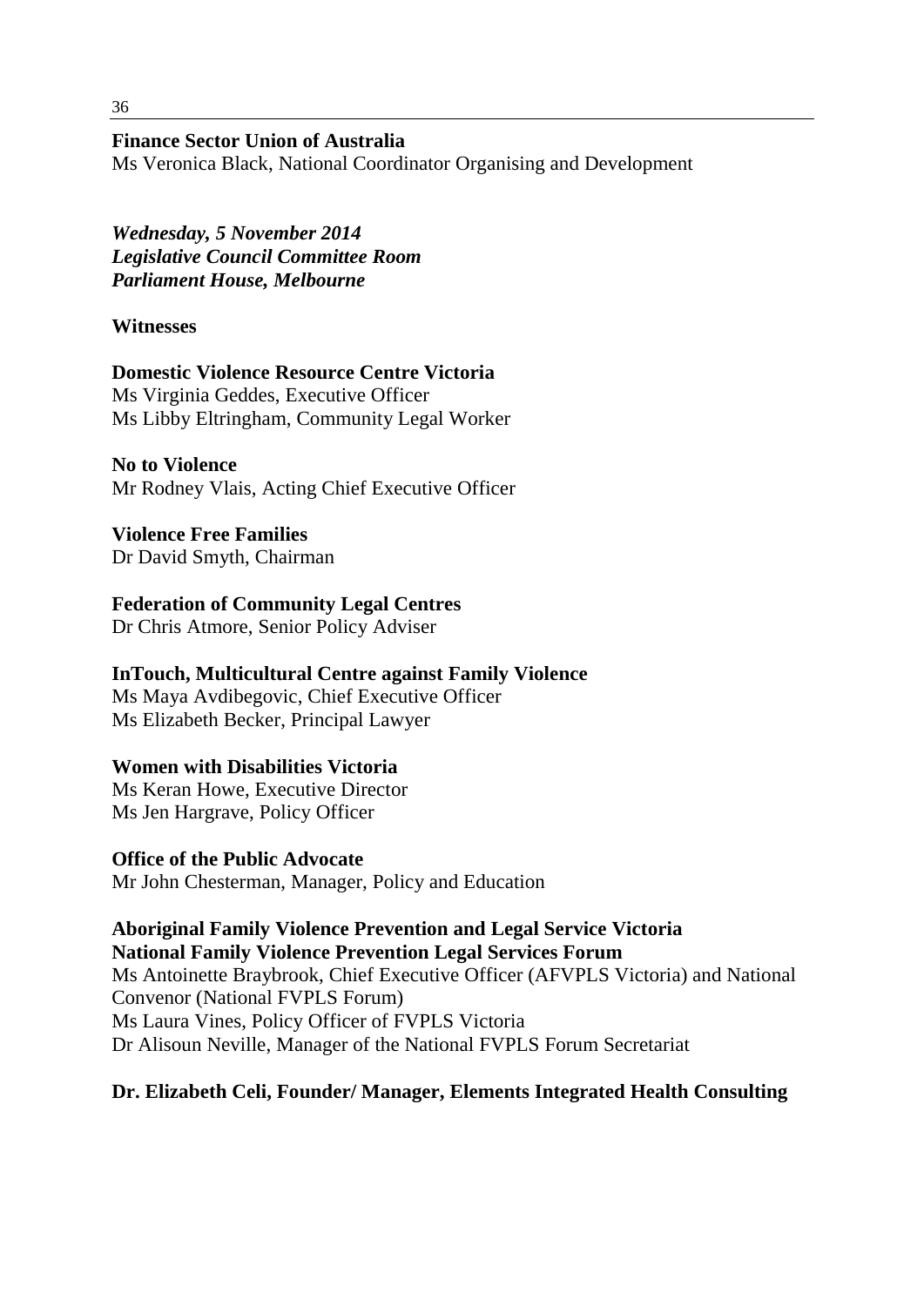**Finance Sector Union of Australia**
Ms Veronica Black, National Coordinator Organising and Development

***Wednesday, 5 November 2014***
***Legislative Council Committee Room***
***Parliament House, Melbourne***

**Witnesses**

**Domestic Violence Resource Centre Victoria**
Ms Virginia Geddes, Executive Officer
Ms Libby Eltringham, Community Legal Worker

**No to Violence**
Mr Rodney Vlais, Acting Chief Executive Officer

**Violence Free Families**
Dr David Smyth, Chairman

**Federation of Community Legal Centres**
Dr Chris Atmore, Senior Policy Adviser

**InTouch, Multicultural Centre against Family Violence**
Ms Maya Avdibegovic, Chief Executive Officer
Ms Elizabeth Becker, Principal Lawyer

**Women with Disabilities Victoria**
Ms Keran Howe, Executive Director
Ms Jen Hargrave, Policy Officer

**Office of the Public Advocate**
Mr John Chesterman, Manager, Policy and Education

**Aboriginal Family Violence Prevention and Legal Service Victoria**
**National Family Violence Prevention Legal Services Forum**
Ms Antoinette Braybrook, Chief Executive Officer (AFVPLS Victoria) and National Convenor (National FVPLS Forum)
Ms Laura Vines, Policy Officer of FVPLS Victoria
Dr Alisoun Neville, Manager of the National FVPLS Forum Secretariat

**Dr. Elizabeth Celi, Founder/ Manager, Elements Integrated Health Consulting**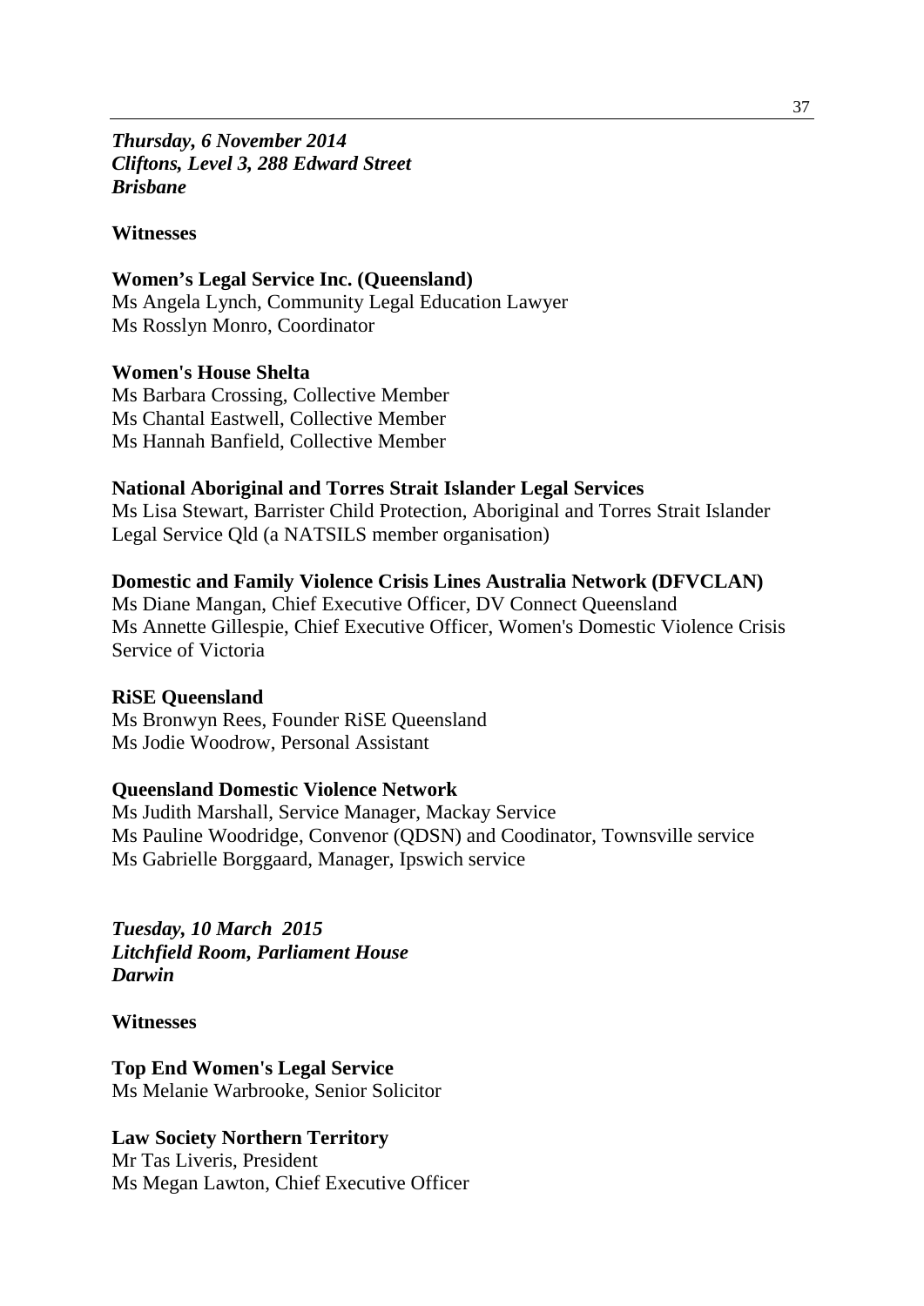***Thursday, 6 November 2014***
***Cliftons, Level 3, 288 Edward Street***
***Brisbane***

**Witnesses**

**Women's Legal Service Inc. (Queensland)**
Ms Angela Lynch, Community Legal Education Lawyer
Ms Rosslyn Monro, Coordinator

**Women's House Shelta**
Ms Barbara Crossing, Collective Member
Ms Chantal Eastwell, Collective Member
Ms Hannah Banfield, Collective Member

**National Aboriginal and Torres Strait Islander Legal Services**
Ms Lisa Stewart, Barrister Child Protection, Aboriginal and Torres Strait Islander Legal Service Qld (a NATSILS member organisation)

**Domestic and Family Violence Crisis Lines Australia Network (DFVCLAN)**
Ms Diane Mangan, Chief Executive Officer, DV Connect Queensland
Ms Annette Gillespie, Chief Executive Officer, Women's Domestic Violence Crisis Service of Victoria

**RiSE Queensland**
Ms Bronwyn Rees, Founder RiSE Queensland
Ms Jodie Woodrow, Personal Assistant

**Queensland Domestic Violence Network**
Ms Judith Marshall, Service Manager, Mackay Service
Ms Pauline Woodridge, Convenor (QDSN) and Coodinator, Townsville service
Ms Gabrielle Borggaard, Manager, Ipswich service

***Tuesday, 10 March 2015***
***Litchfield Room, Parliament House***
***Darwin***

**Witnesses**

**Top End Women's Legal Service**
Ms Melanie Warbrooke, Senior Solicitor

**Law Society Northern Territory**
Mr Tas Liveris, President
Ms Megan Lawton, Chief Executive Officer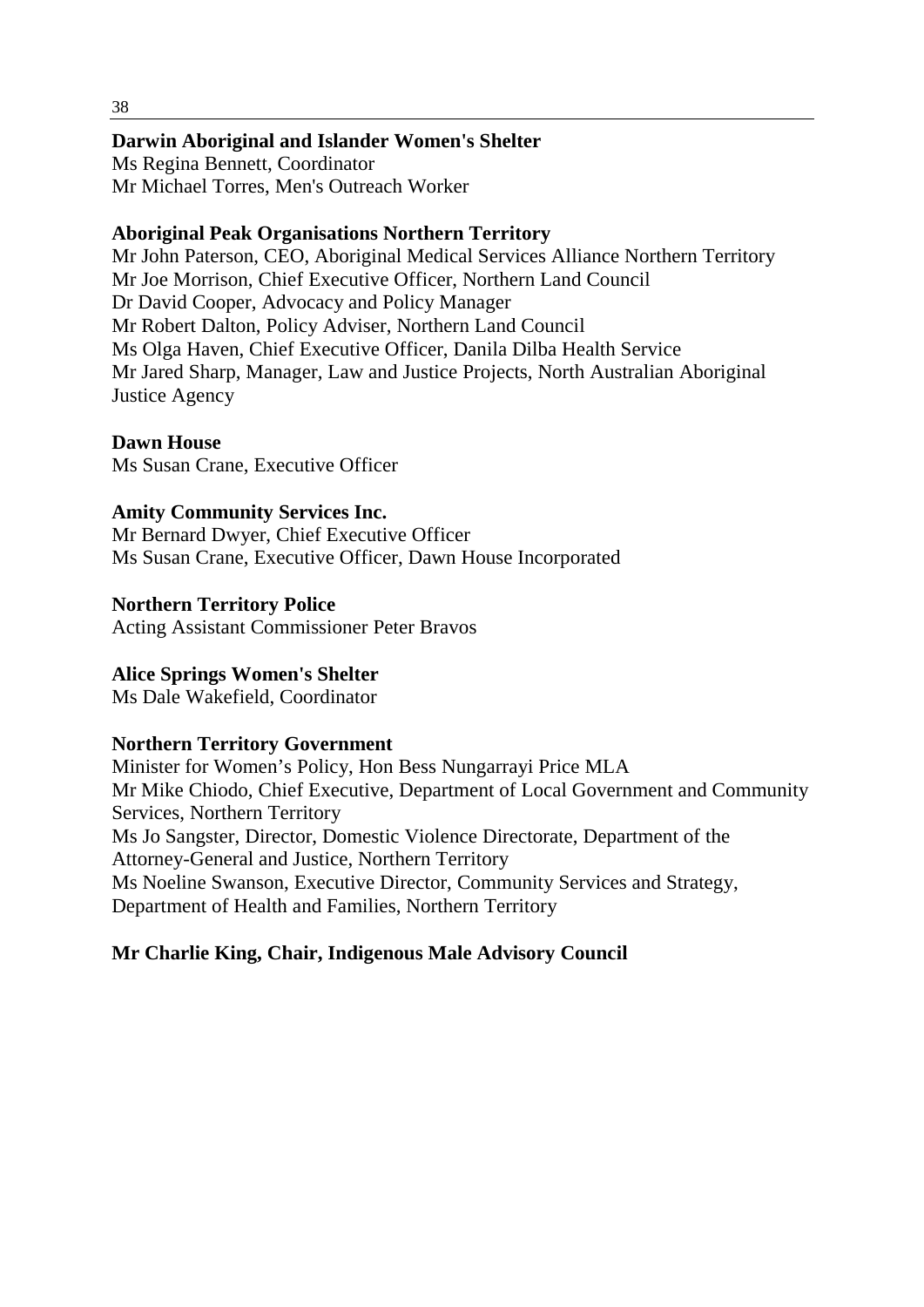**Darwin Aboriginal and Islander Women's Shelter**
Ms Regina Bennett, Coordinator
Mr Michael Torres, Men's Outreach Worker

**Aboriginal Peak Organisations Northern Territory**
Mr John Paterson, CEO, Aboriginal Medical Services Alliance Northern Territory
Mr Joe Morrison, Chief Executive Officer, Northern Land Council
Dr David Cooper, Advocacy and Policy Manager
Mr Robert Dalton, Policy Adviser, Northern Land Council
Ms Olga Haven, Chief Executive Officer, Danila Dilba Health Service
Mr Jared Sharp, Manager, Law and Justice Projects, North Australian Aboriginal Justice Agency

**Dawn House**
Ms Susan Crane, Executive Officer

**Amity Community Services Inc.**
Mr Bernard Dwyer, Chief Executive Officer
Ms Susan Crane, Executive Officer, Dawn House Incorporated

**Northern Territory Police**
Acting Assistant Commissioner Peter Bravos

**Alice Springs Women's Shelter**
Ms Dale Wakefield, Coordinator

**Northern Territory Government**
Minister for Women's Policy, Hon Bess Nungarrayi Price MLA
Mr Mike Chiodo, Chief Executive, Department of Local Government and Community Services, Northern Territory
Ms Jo Sangster, Director, Domestic Violence Directorate, Department of the Attorney-General and Justice, Northern Territory
Ms Noeline Swanson, Executive Director, Community Services and Strategy, Department of Health and Families, Northern Territory

**Mr Charlie King, Chair, Indigenous Male Advisory Council**